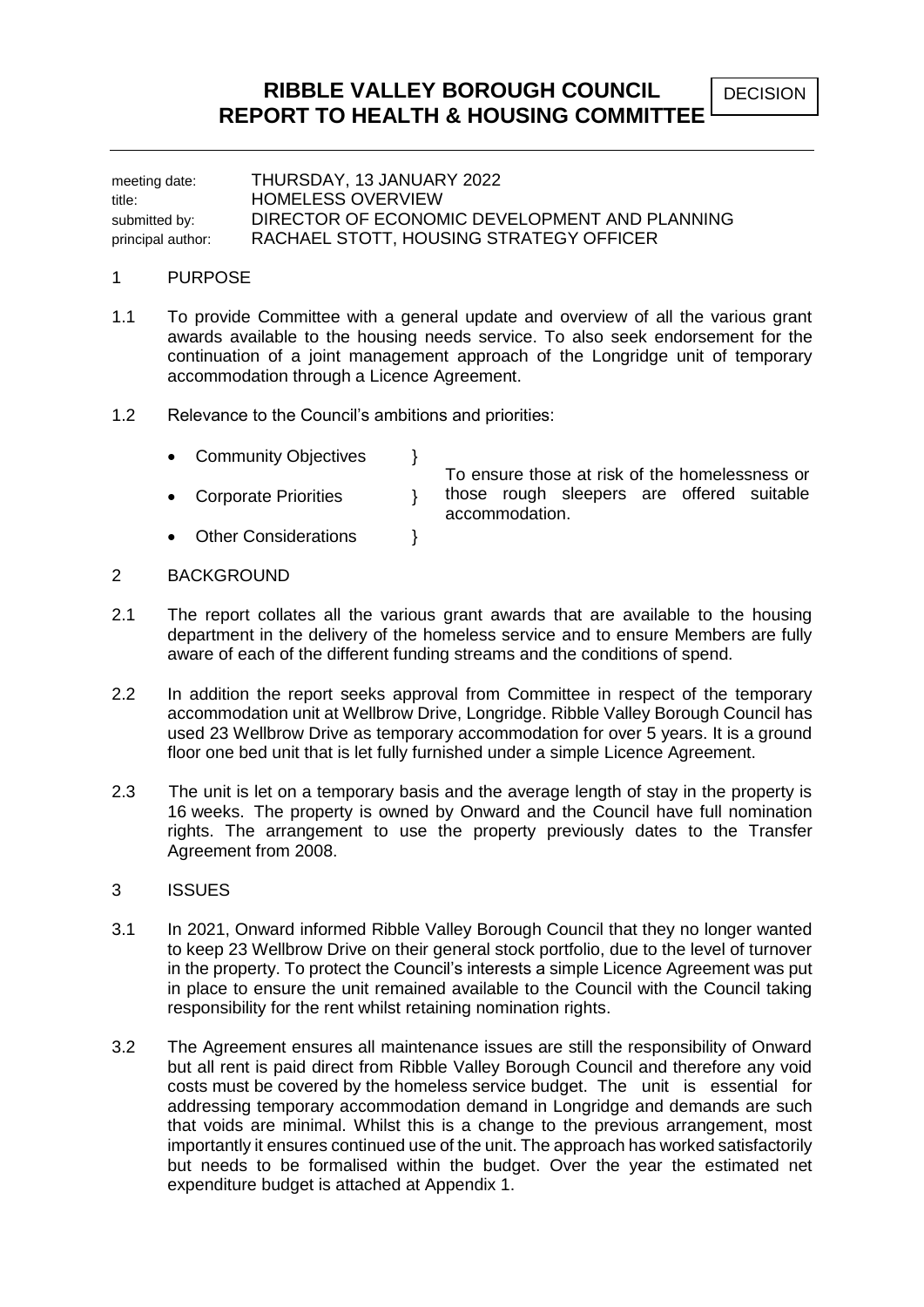# RIBBLE VALLEY BOROUGH COUNCIL
# REPORT TO HEALTH & HOUSING COMMITTEE

DECISION

| | |
|---|---|
| meeting date: | THURSDAY, 13 JANUARY 2022 |
| title: | HOMELESS OVERVIEW |
| submitted by: | DIRECTOR OF ECONOMIC DEVELOPMENT AND PLANNING |
| principal author: | RACHAEL STOTT, HOUSING STRATEGY OFFICER |

## 1 PURPOSE

1.1 To provide Committee with a general update and overview of all the various grant awards available to the housing needs service. To also seek endorsement for the continuation of a joint management approach of the Longridge unit of temporary accommodation through a Licence Agreement.

1.2 Relevance to the Council's ambitions and priorities:

- Community Objectives }
- Corporate Priorities } To ensure those at risk of the homelessness or those rough sleepers are offered suitable accommodation.
- Other Considerations }

## 2 BACKGROUND

2.1 The report collates all the various grant awards that are available to the housing department in the delivery of the homeless service and to ensure Members are fully aware of each of the different funding streams and the conditions of spend.

2.2 In addition the report seeks approval from Committee in respect of the temporary accommodation unit at Wellbrow Drive, Longridge. Ribble Valley Borough Council has used 23 Wellbrow Drive as temporary accommodation for over 5 years. It is a ground floor one bed unit that is let fully furnished under a simple Licence Agreement.

2.3 The unit is let on a temporary basis and the average length of stay in the property is 16 weeks. The property is owned by Onward and the Council have full nomination rights. The arrangement to use the property previously dates to the Transfer Agreement from 2008.

## 3 ISSUES

3.1 In 2021, Onward informed Ribble Valley Borough Council that they no longer wanted to keep 23 Wellbrow Drive on their general stock portfolio, due to the level of turnover in the property. To protect the Council's interests a simple Licence Agreement was put in place to ensure the unit remained available to the Council with the Council taking responsibility for the rent whilst retaining nomination rights.

3.2 The Agreement ensures all maintenance issues are still the responsibility of Onward but all rent is paid direct from Ribble Valley Borough Council and therefore any void costs must be covered by the homeless service budget. The unit is essential for addressing temporary accommodation demand in Longridge and demands are such that voids are minimal. Whilst this is a change to the previous arrangement, most importantly it ensures continued use of the unit. The approach has worked satisfactorily but needs to be formalised within the budget. Over the year the estimated net expenditure budget is attached at Appendix 1.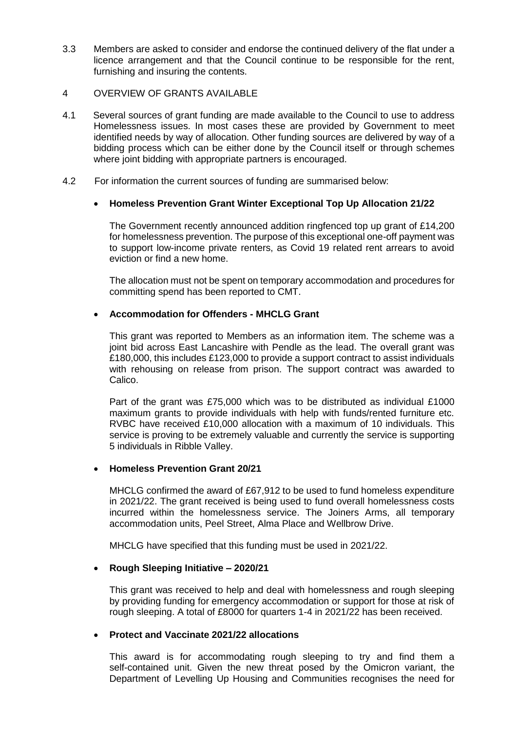3.3 Members are asked to consider and endorse the continued delivery of the flat under a licence arrangement and that the Council continue to be responsible for the rent, furnishing and insuring the contents.

## 4 OVERVIEW OF GRANTS AVAILABLE

4.1 Several sources of grant funding are made available to the Council to use to address Homelessness issues. In most cases these are provided by Government to meet identified needs by way of allocation. Other funding sources are delivered by way of a bidding process which can be either done by the Council itself or through schemes where joint bidding with appropriate partners is encouraged.

4.2 For information the current sources of funding are summarised below:

- **Homeless Prevention Grant Winter Exceptional Top Up Allocation 21/22**

  The Government recently announced addition ringfenced top up grant of £14,200 for homelessness prevention. The purpose of this exceptional one-off payment was to support low-income private renters, as Covid 19 related rent arrears to avoid eviction or find a new home.

  The allocation must not be spent on temporary accommodation and procedures for committing spend has been reported to CMT.

- **Accommodation for Offenders - MHCLG Grant**

  This grant was reported to Members as an information item. The scheme was a joint bid across East Lancashire with Pendle as the lead. The overall grant was £180,000, this includes £123,000 to provide a support contract to assist individuals with rehousing on release from prison. The support contract was awarded to Calico.

  Part of the grant was £75,000 which was to be distributed as individual £1000 maximum grants to provide individuals with help with funds/rented furniture etc. RVBC have received £10,000 allocation with a maximum of 10 individuals. This service is proving to be extremely valuable and currently the service is supporting 5 individuals in Ribble Valley.

- **Homeless Prevention Grant 20/21**

  MHCLG confirmed the award of £67,912 to be used to fund homeless expenditure in 2021/22. The grant received is being used to fund overall homelessness costs incurred within the homelessness service. The Joiners Arms, all temporary accommodation units, Peel Street, Alma Place and Wellbrow Drive.

  MHCLG have specified that this funding must be used in 2021/22.

- **Rough Sleeping Initiative – 2020/21**

  This grant was received to help and deal with homelessness and rough sleeping by providing funding for emergency accommodation or support for those at risk of rough sleeping. A total of £8000 for quarters 1-4 in 2021/22 has been received.

- **Protect and Vaccinate 2021/22 allocations**

  This award is for accommodating rough sleeping to try and find them a self-contained unit. Given the new threat posed by the Omicron variant, the Department of Levelling Up Housing and Communities recognises the need for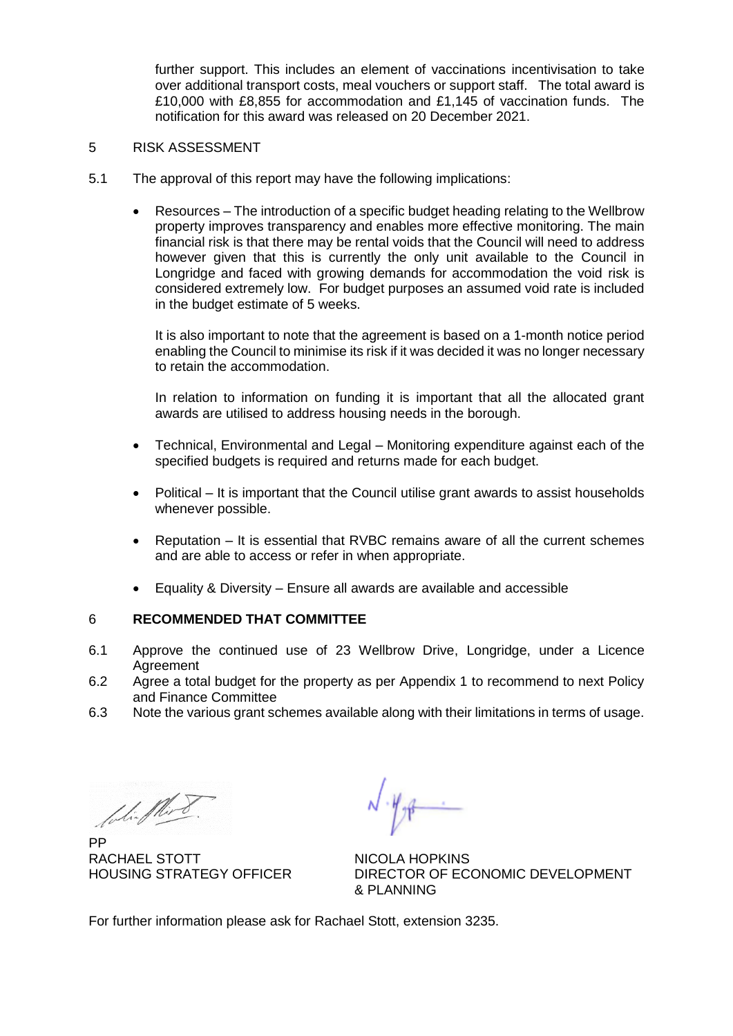further support. This includes an element of vaccinations incentivisation to take over additional transport costs, meal vouchers or support staff. The total award is £10,000 with £8,855 for accommodation and £1,145 of vaccination funds. The notification for this award was released on 20 December 2021.

5 RISK ASSESSMENT

5.1 The approval of this report may have the following implications:

- Resources – The introduction of a specific budget heading relating to the Wellbrow property improves transparency and enables more effective monitoring. The main financial risk is that there may be rental voids that the Council will need to address however given that this is currently the only unit available to the Council in Longridge and faced with growing demands for accommodation the void risk is considered extremely low. For budget purposes an assumed void rate is included in the budget estimate of 5 weeks.

  It is also important to note that the agreement is based on a 1-month notice period enabling the Council to minimise its risk if it was decided it was no longer necessary to retain the accommodation.

  In relation to information on funding it is important that all the allocated grant awards are utilised to address housing needs in the borough.

- Technical, Environmental and Legal – Monitoring expenditure against each of the specified budgets is required and returns made for each budget.

- Political – It is important that the Council utilise grant awards to assist households whenever possible.

- Reputation – It is essential that RVBC remains aware of all the current schemes and are able to access or refer in when appropriate.

- Equality & Diversity – Ensure all awards are available and accessible

## 6 RECOMMENDED THAT COMMITTEE

6.1 Approve the continued use of 23 Wellbrow Drive, Longridge, under a Licence Agreement

6.2 Agree a total budget for the property as per Appendix 1 to recommend to next Policy and Finance Committee

6.3 Note the various grant schemes available along with their limitations in terms of usage.

PP
RACHAEL STOTT
HOUSING STRATEGY OFFICER

NICOLA HOPKINS
DIRECTOR OF ECONOMIC DEVELOPMENT & PLANNING

For further information please ask for Rachael Stott, extension 3235.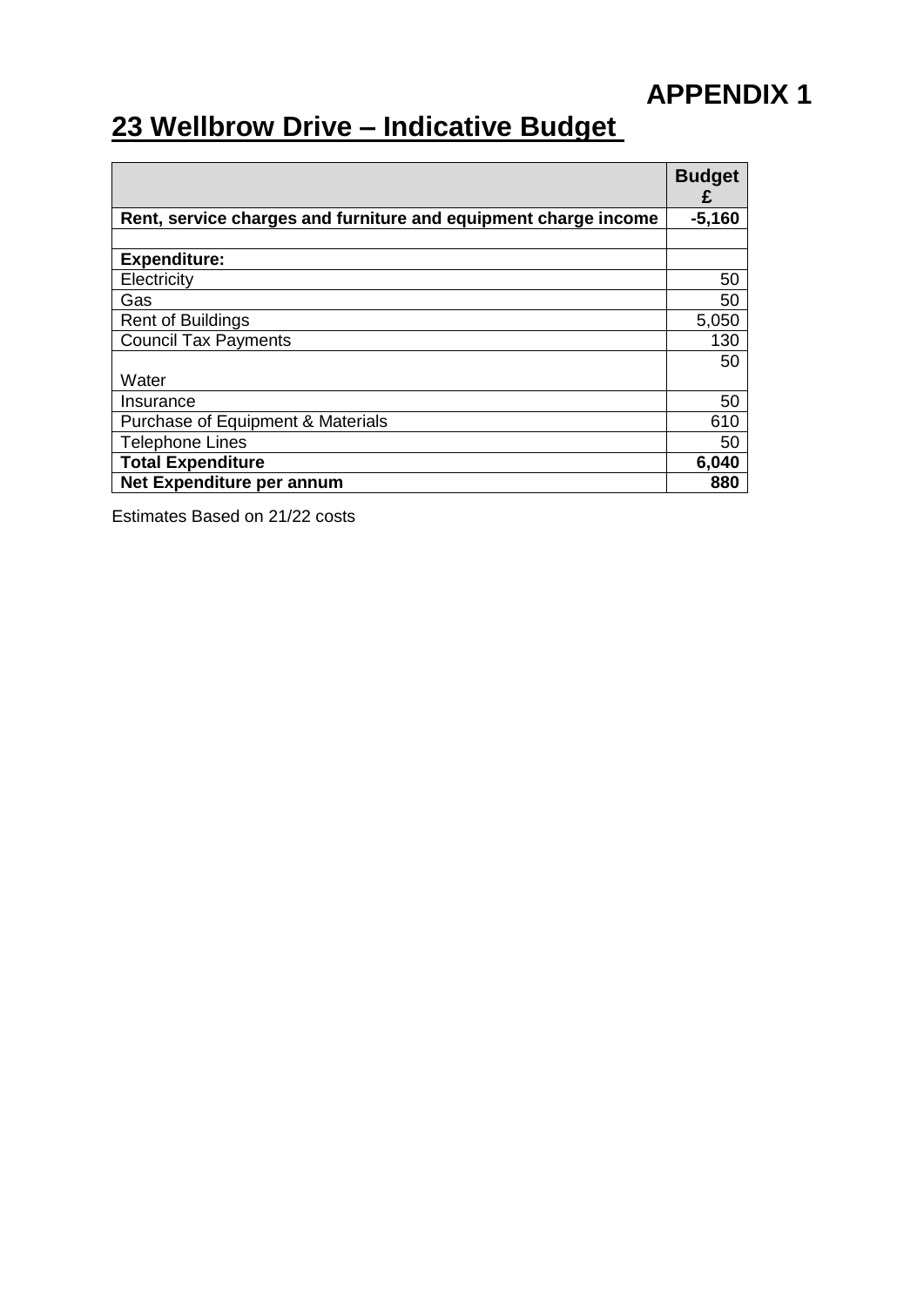# APPENDIX 1

## 23 Wellbrow Drive – Indicative Budget

| | **Budget £** |
|---|---|
| **Rent, service charges and furniture and equipment charge income** | **-5,160** |
| | |
| **Expenditure:** | |
| Electricity | 50 |
| Gas | 50 |
| Rent of Buildings | 5,050 |
| Council Tax Payments | 130 |
| Water | 50 |
| Insurance | 50 |
| Purchase of Equipment & Materials | 610 |
| Telephone Lines | 50 |
| **Total Expenditure** | **6,040** |
| **Net Expenditure per annum** | **880** |

Estimates Based on 21/22 costs